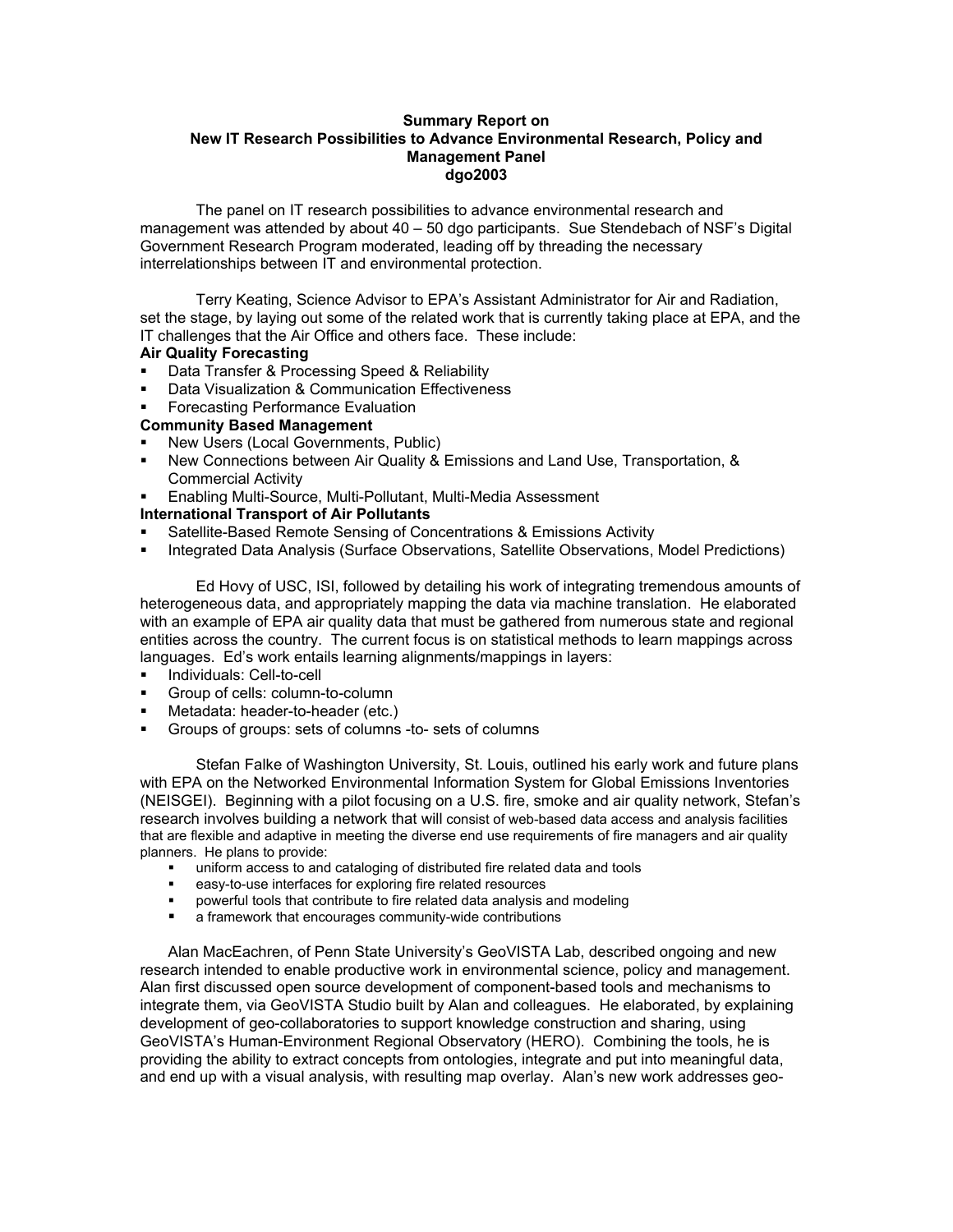**Summary Report on**
**New IT Research Possibilities to Advance Environmental Research, Policy and Management Panel**
**dgo2003**

The panel on IT research possibilities to advance environmental research and management was attended by about 40 – 50 dgo participants. Sue Stendebach of NSF's Digital Government Research Program moderated, leading off by threading the necessary interrelationships between IT and environmental protection.

Terry Keating, Science Advisor to EPA's Assistant Administrator for Air and Radiation, set the stage, by laying out some of the related work that is currently taking place at EPA, and the IT challenges that the Air Office and others face. These include:

**Air Quality Forecasting**
- Data Transfer & Processing Speed & Reliability
- Data Visualization & Communication Effectiveness
- Forecasting Performance Evaluation

**Community Based Management**
- New Users (Local Governments, Public)
- New Connections between Air Quality & Emissions and Land Use, Transportation, & Commercial Activity
- Enabling Multi-Source, Multi-Pollutant, Multi-Media Assessment

**International Transport of Air Pollutants**
- Satellite-Based Remote Sensing of Concentrations & Emissions Activity
- Integrated Data Analysis (Surface Observations, Satellite Observations, Model Predictions)

Ed Hovy of USC, ISI, followed by detailing his work of integrating tremendous amounts of heterogeneous data, and appropriately mapping the data via machine translation. He elaborated with an example of EPA air quality data that must be gathered from numerous state and regional entities across the country. The current focus is on statistical methods to learn mappings across languages. Ed's work entails learning alignments/mappings in layers:
- Individuals: Cell-to-cell
- Group of cells: column-to-column
- Metadata: header-to-header (etc.)
- Groups of groups: sets of columns -to- sets of columns

Stefan Falke of Washington University, St. Louis, outlined his early work and future plans with EPA on the Networked Environmental Information System for Global Emissions Inventories (NEISGEI). Beginning with a pilot focusing on a U.S. fire, smoke and air quality network, Stefan's research involves building a network that will consist of web-based data access and analysis facilities that are flexible and adaptive in meeting the diverse end use requirements of fire managers and air quality planners. He plans to provide:
- uniform access to and cataloging of distributed fire related data and tools
- easy-to-use interfaces for exploring fire related resources
- powerful tools that contribute to fire related data analysis and modeling
- a framework that encourages community-wide contributions

Alan MacEachren, of Penn State University's GeoVISTA Lab, described ongoing and new research intended to enable productive work in environmental science, policy and management. Alan first discussed open source development of component-based tools and mechanisms to integrate them, via GeoVISTA Studio built by Alan and colleagues. He elaborated, by explaining development of geo-collaboratories to support knowledge construction and sharing, using GeoVISTA's Human-Environment Regional Observatory (HERO). Combining the tools, he is providing the ability to extract concepts from ontologies, integrate and put into meaningful data, and end up with a visual analysis, with resulting map overlay. Alan's new work addresses geo-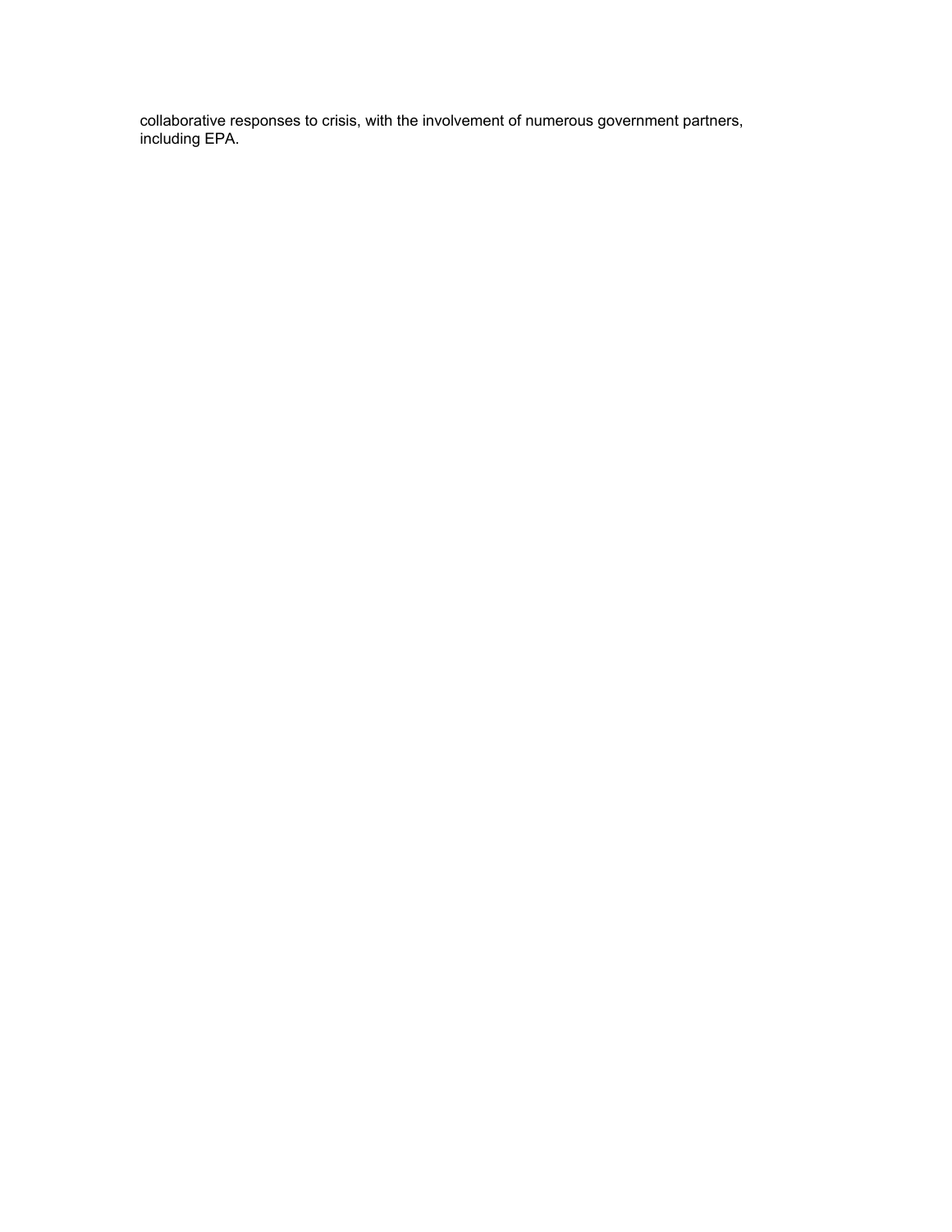collaborative responses to crisis, with the involvement of numerous government partners, including EPA.